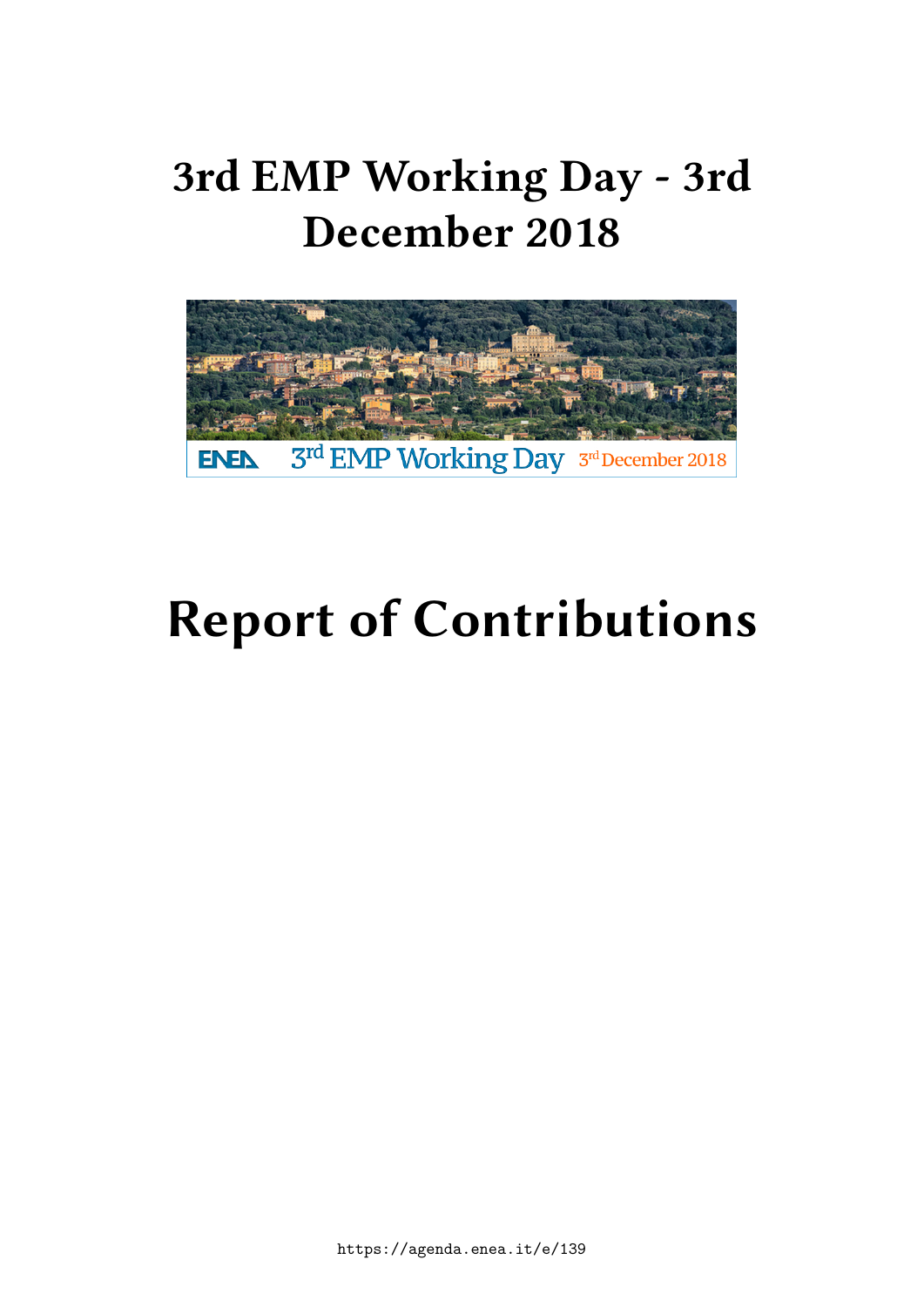# 3rd EMP Working Day - 3rd December 2018

# Report of Contributions

https://agenda.enea.it/e/139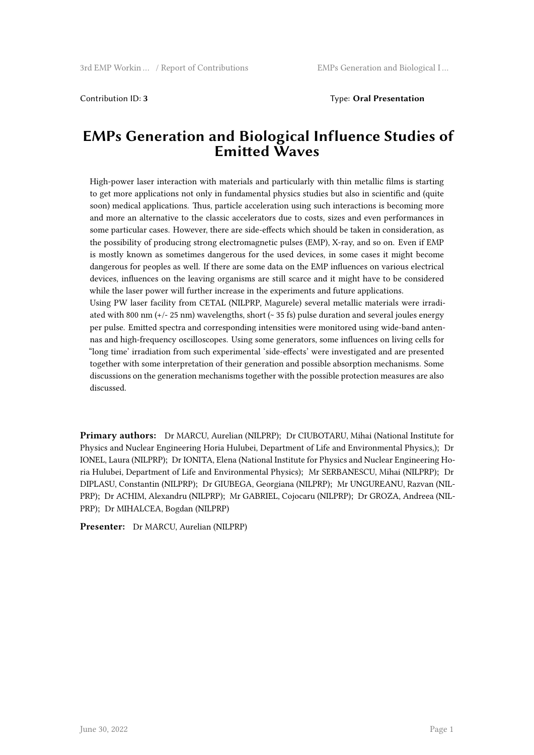Contribution ID: **3** Type: **Oral Presentation**

# EMPs Generation and Biological Influence Studies of Emitted Waves

High-power laser interaction with materials and particularly with thin metallic films is starting to get more applications not only in fundamental physics studies but also in scientific and (quite soon) medical applications. Thus, particle acceleration using such interactions is becoming more and more an alternative to the classic accelerators due to costs, sizes and even performances in some particular cases. However, there are side-effects which should be taken in consideration, as the possibility of producing strong electromagnetic pulses (EMP), X-ray, and so on. Even if EMP is mostly known as sometimes dangerous for the used devices, in some cases it might become dangerous for peoples as well. If there are some data on the EMP influences on various electrical devices, influences on the leaving organisms are still scarce and it might have to be considered while the laser power will further increase in the experiments and future applications.

Using PW laser facility from CETAL (NILPRP, Magurele) several metallic materials were irradiated with 800 nm (+/- 25 nm) wavelengths, short (~ 35 fs) pulse duration and several joules energy per pulse. Emitted spectra and corresponding intensities were monitored using wide-band antennas and high-frequency oscilloscopes. Using some generators, some influences on living cells for "long time' irradiation from such experimental 'side-effects' were investigated and are presented together with some interpretation of their generation and possible absorption mechanisms. Some discussions on the generation mechanisms together with the possible protection measures are also discussed.

**Primary authors:** Dr MARCU, Aurelian (NILPRP); Dr CIUBOTARU, Mihai (National Institute for Physics and Nuclear Engineering Horia Hulubei, Department of Life and Environmental Physics,); Dr IONEL, Laura (NILPRP); Dr IONITA, Elena (National Institute for Physics and Nuclear Engineering Horia Hulubei, Department of Life and Environmental Physics); Mr SERBANESCU, Mihai (NILPRP); Dr DIPLASU, Constantin (NILPRP); Dr GIUBEGA, Georgiana (NILPRP); Mr UNGUREANU, Razvan (NILPRP); Dr ACHIM, Alexandru (NILPRP); Mr GABRIEL, Cojocaru (NILPRP); Dr GROZA, Andreea (NILPRP); Dr MIHALCEA, Bogdan (NILPRP)

**Presenter:** Dr MARCU, Aurelian (NILPRP)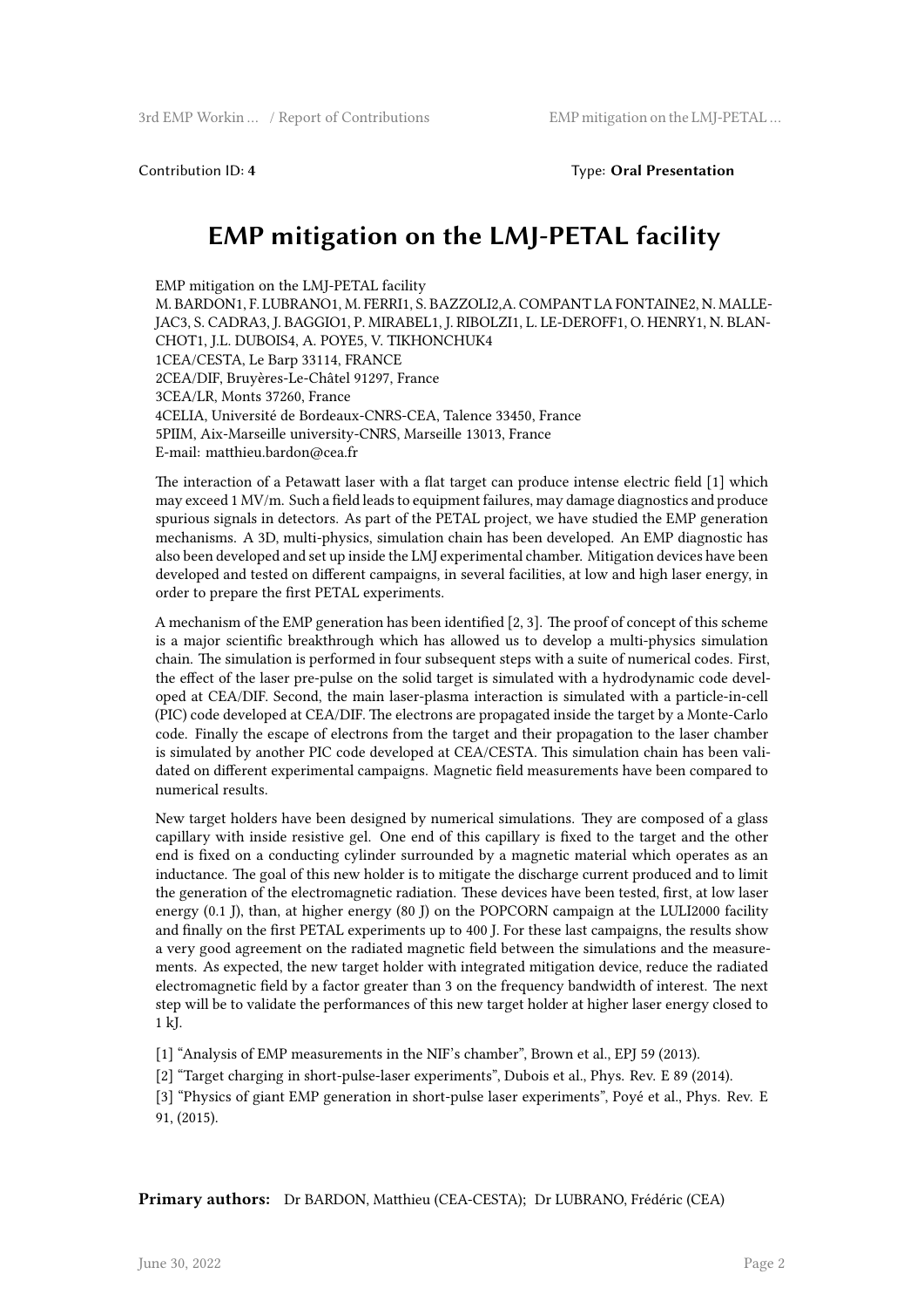Contribution ID: **4**

Type: **Oral Presentation**

# EMP mitigation on the LMJ-PETAL facility

EMP mitigation on the LMJ-PETAL facility
M. BARDON1, F. LUBRANO1, M. FERRI1, S. BAZZOLI2,A. COMPANT LA FONTAINE2, N. MALLEJAC3, S. CADRA3, J. BAGGIO1, P. MIRABEL1, J. RIBOLZI1, L. LE-DEROFF1, O. HENRY1, N. BLANCHOT1, J.L. DUBOIS4, A. POYE5, V. TIKHONCHUK4
1CEA/CESTA, Le Barp 33114, FRANCE
2CEA/DIF, Bruyères-Le-Châtel 91297, France
3CEA/LR, Monts 37260, France
4CELIA, Université de Bordeaux-CNRS-CEA, Talence 33450, France
5PIIM, Aix-Marseille university-CNRS, Marseille 13013, France
E-mail: matthieu.bardon@cea.fr

The interaction of a Petawatt laser with a flat target can produce intense electric field [1] which may exceed 1 MV/m. Such a field leads to equipment failures, may damage diagnostics and produce spurious signals in detectors. As part of the PETAL project, we have studied the EMP generation mechanisms. A 3D, multi-physics, simulation chain has been developed. An EMP diagnostic has also been developed and set up inside the LMJ experimental chamber. Mitigation devices have been developed and tested on different campaigns, in several facilities, at low and high laser energy, in order to prepare the first PETAL experiments.

A mechanism of the EMP generation has been identified [2, 3]. The proof of concept of this scheme is a major scientific breakthrough which has allowed us to develop a multi-physics simulation chain. The simulation is performed in four subsequent steps with a suite of numerical codes. First, the effect of the laser pre-pulse on the solid target is simulated with a hydrodynamic code developed at CEA/DIF. Second, the main laser-plasma interaction is simulated with a particle-in-cell (PIC) code developed at CEA/DIF. The electrons are propagated inside the target by a Monte-Carlo code. Finally the escape of electrons from the target and their propagation to the laser chamber is simulated by another PIC code developed at CEA/CESTA. This simulation chain has been validated on different experimental campaigns. Magnetic field measurements have been compared to numerical results.

New target holders have been designed by numerical simulations. They are composed of a glass capillary with inside resistive gel. One end of this capillary is fixed to the target and the other end is fixed on a conducting cylinder surrounded by a magnetic material which operates as an inductance. The goal of this new holder is to mitigate the discharge current produced and to limit the generation of the electromagnetic radiation. These devices have been tested, first, at low laser energy (0.1 J), than, at higher energy (80 J) on the POPCORN campaign at the LULI2000 facility and finally on the first PETAL experiments up to 400 J. For these last campaigns, the results show a very good agreement on the radiated magnetic field between the simulations and the measurements. As expected, the new target holder with integrated mitigation device, reduce the radiated electromagnetic field by a factor greater than 3 on the frequency bandwidth of interest. The next step will be to validate the performances of this new target holder at higher laser energy closed to 1 kJ.

[1] "Analysis of EMP measurements in the NIF's chamber", Brown et al., EPJ 59 (2013).

[2] "Target charging in short-pulse-laser experiments", Dubois et al., Phys. Rev. E 89 (2014).

[3] "Physics of giant EMP generation in short-pulse laser experiments", Poyé et al., Phys. Rev. E 91, (2015).

**Primary authors:** Dr BARDON, Matthieu (CEA-CESTA); Dr LUBRANO, Frédéric (CEA)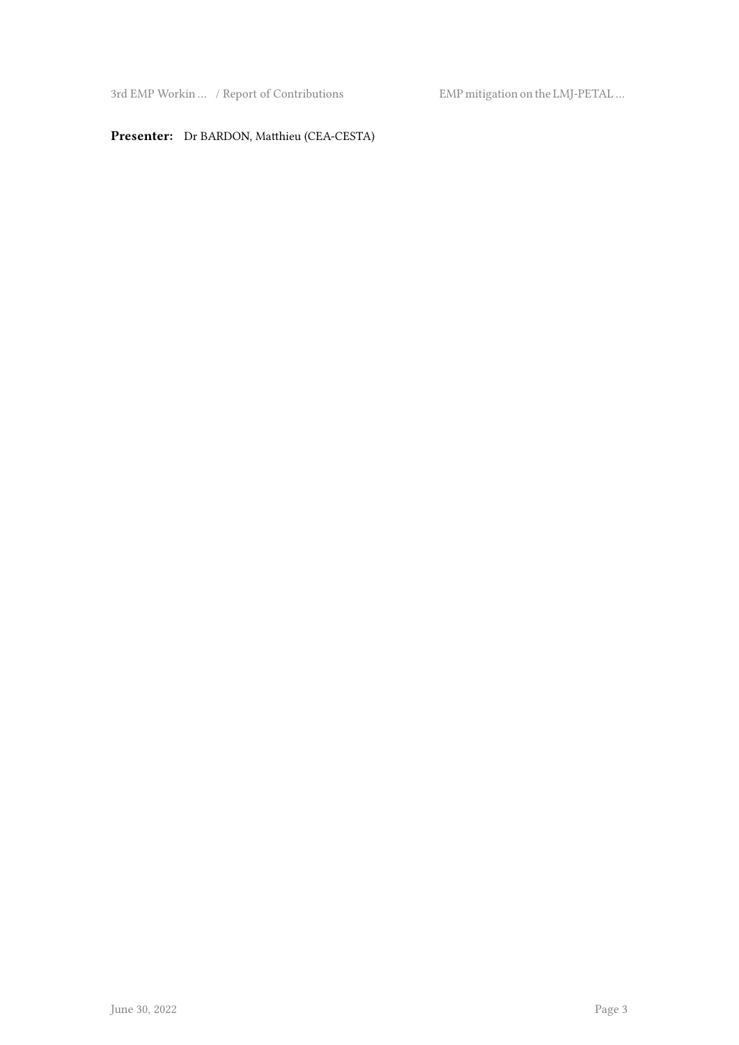**Presenter:** Dr BARDON, Matthieu (CEA-CESTA)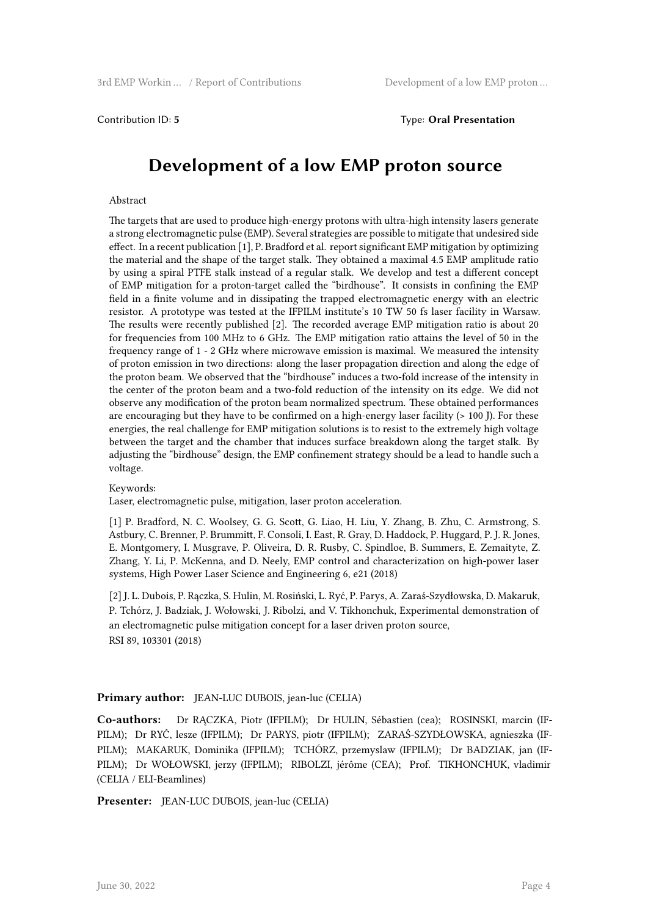Contribution ID: **5** Type: **Oral Presentation**

# Development of a low EMP proton source

Abstract

The targets that are used to produce high-energy protons with ultra-high intensity lasers generate a strong electromagnetic pulse (EMP). Several strategies are possible to mitigate that undesired side effect. In a recent publication [1], P. Bradford et al. report significant EMP mitigation by optimizing the material and the shape of the target stalk. They obtained a maximal 4.5 EMP amplitude ratio by using a spiral PTFE stalk instead of a regular stalk. We develop and test a different concept of EMP mitigation for a proton-target called the "birdhouse". It consists in confining the EMP field in a finite volume and in dissipating the trapped electromagnetic energy with an electric resistor. A prototype was tested at the IFPILM institute's 10 TW 50 fs laser facility in Warsaw. The results were recently published [2]. The recorded average EMP mitigation ratio is about 20 for frequencies from 100 MHz to 6 GHz. The EMP mitigation ratio attains the level of 50 in the frequency range of 1 - 2 GHz where microwave emission is maximal. We measured the intensity of proton emission in two directions: along the laser propagation direction and along the edge of the proton beam. We observed that the "birdhouse" induces a two-fold increase of the intensity in the center of the proton beam and a two-fold reduction of the intensity on its edge. We did not observe any modification of the proton beam normalized spectrum. These obtained performances are encouraging but they have to be confirmed on a high-energy laser facility (> 100 J). For these energies, the real challenge for EMP mitigation solutions is to resist to the extremely high voltage between the target and the chamber that induces surface breakdown along the target stalk. By adjusting the "birdhouse" design, the EMP confinement strategy should be a lead to handle such a voltage.

Keywords:
Laser, electromagnetic pulse, mitigation, laser proton acceleration.

[1] P. Bradford, N. C. Woolsey, G. G. Scott, G. Liao, H. Liu, Y. Zhang, B. Zhu, C. Armstrong, S. Astbury, C. Brenner, P. Brummitt, F. Consoli, I. East, R. Gray, D. Haddock, P. Huggard, P. J. R. Jones, E. Montgomery, I. Musgrave, P. Oliveira, D. R. Rusby, C. Spindloe, B. Summers, E. Zemaityte, Z. Zhang, Y. Li, P. McKenna, and D. Neely, EMP control and characterization on high-power laser systems, High Power Laser Science and Engineering 6, e21 (2018)

[2] J. L. Dubois, P. Rączka, S. Hulin, M. Rosiński, L. Ryć, P. Parys, A. Zaraś-Szydłowska, D. Makaruk, P. Tchórz, J. Badziak, J. Wołowski, J. Ribolzi, and V. Tikhonchuk, Experimental demonstration of an electromagnetic pulse mitigation concept for a laser driven proton source, RSI 89, 103301 (2018)

**Primary author:** JEAN-LUC DUBOIS, jean-luc (CELIA)

**Co-authors:** Dr RĄCZKA, Piotr (IFPILM); Dr HULIN, Sébastien (cea); ROSINSKI, marcin (IFPILM); Dr RYĆ, lesze (IFPILM); Dr PARYS, piotr (IFPILM); ZARAŚ-SZYDŁOWSKA, agnieszka (IFPILM); MAKARUK, Dominika (IFPILM); TCHÓRZ, przemyslaw (IFPILM); Dr BADZIAK, jan (IFPILM); Dr WOŁOWSKI, jerzy (IFPILM); RIBOLZI, jérôme (CEA); Prof. TIKHONCHUK, vladimir (CELIA / ELI-Beamlines)

**Presenter:** JEAN-LUC DUBOIS, jean-luc (CELIA)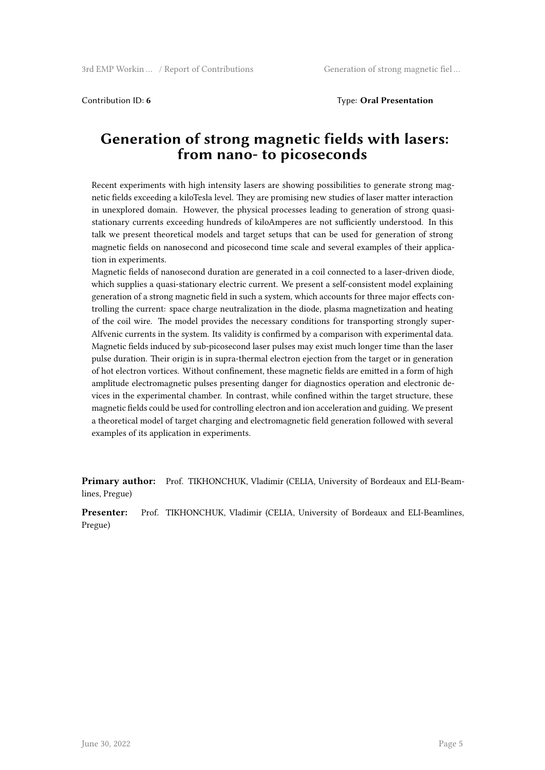Contribution ID: **6**

Type: **Oral Presentation**

# Generation of strong magnetic fields with lasers: from nano- to picoseconds

Recent experiments with high intensity lasers are showing possibilities to generate strong magnetic fields exceeding a kiloTesla level. They are promising new studies of laser matter interaction in unexplored domain. However, the physical processes leading to generation of strong quasi-stationary currents exceeding hundreds of kiloAmperes are not sufficiently understood. In this talk we present theoretical models and target setups that can be used for generation of strong magnetic fields on nanosecond and picosecond time scale and several examples of their application in experiments.

Magnetic fields of nanosecond duration are generated in a coil connected to a laser-driven diode, which supplies a quasi-stationary electric current. We present a self-consistent model explaining generation of a strong magnetic field in such a system, which accounts for three major effects controlling the current: space charge neutralization in the diode, plasma magnetization and heating of the coil wire. The model provides the necessary conditions for transporting strongly super-Alfvenic currents in the system. Its validity is confirmed by a comparison with experimental data.

Magnetic fields induced by sub-picosecond laser pulses may exist much longer time than the laser pulse duration. Their origin is in supra-thermal electron ejection from the target or in generation of hot electron vortices. Without confinement, these magnetic fields are emitted in a form of high amplitude electromagnetic pulses presenting danger for diagnostics operation and electronic devices in the experimental chamber. In contrast, while confined within the target structure, these magnetic fields could be used for controlling electron and ion acceleration and guiding. We present a theoretical model of target charging and electromagnetic field generation followed with several examples of its application in experiments.

**Primary author:** Prof. TIKHONCHUK, Vladimir (CELIA, University of Bordeaux and ELI-Beamlines, Pregue)

**Presenter:** Prof. TIKHONCHUK, Vladimir (CELIA, University of Bordeaux and ELI-Beamlines, Pregue)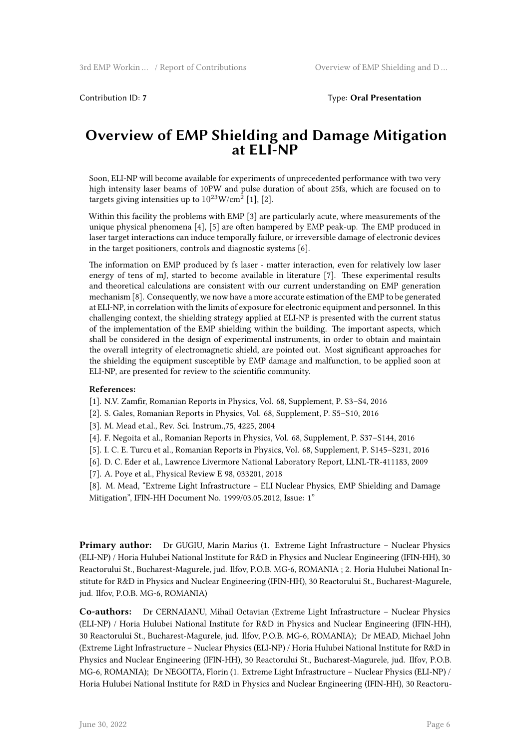Contribution ID: **7** Type: **Oral Presentation**

# Overview of EMP Shielding and Damage Mitigation at ELI-NP

Soon, ELI-NP will become available for experiments of unprecedented performance with two very high intensity laser beams of 10PW and pulse duration of about 25fs, which are focused on to targets giving intensities up to $10^{23}$W/cm$^2$ [1], [2].

Within this facility the problems with EMP [3] are particularly acute, where measurements of the unique physical phenomena [4], [5] are often hampered by EMP peak-up. The EMP produced in laser target interactions can induce temporally failure, or irreversible damage of electronic devices in the target positioners, controls and diagnostic systems [6].

The information on EMP produced by fs laser - matter interaction, even for relatively low laser energy of tens of mJ, started to become available in literature [7]. These experimental results and theoretical calculations are consistent with our current understanding on EMP generation mechanism [8]. Consequently, we now have a more accurate estimation of the EMP to be generated at ELI-NP, in correlation with the limits of exposure for electronic equipment and personnel. In this challenging context, the shielding strategy applied at ELI-NP is presented with the current status of the implementation of the EMP shielding within the building. The important aspects, which shall be considered in the design of experimental instruments, in order to obtain and maintain the overall integrity of electromagnetic shield, are pointed out. Most significant approaches for the shielding the equipment susceptible by EMP damage and malfunction, to be applied soon at ELI-NP, are presented for review to the scientific community.

**References:**

[1]. N.V. Zamfir, Romanian Reports in Physics, Vol. 68, Supplement, P. S3–S4, 2016

[2]. S. Gales, Romanian Reports in Physics, Vol. 68, Supplement, P. S5–S10, 2016

[3]. M. Mead et.al., Rev. Sci. Instrum.,75, 4225, 2004

[4]. F. Negoita et al., Romanian Reports in Physics, Vol. 68, Supplement, P. S37–S144, 2016

[5]. I. C. E. Turcu et al., Romanian Reports in Physics, Vol. 68, Supplement, P. S145–S231, 2016

[6]. D. C. Eder et al., Lawrence Livermore National Laboratory Report, LLNL-TR-411183, 2009

[7]. A. Poye et al., Physical Review E 98, 033201, 2018

[8]. M. Mead, "Extreme Light Infrastructure – ELI Nuclear Physics, EMP Shielding and Damage Mitigation", IFIN-HH Document No. 1999/03.05.2012, Issue: 1"

**Primary author:** Dr GUGIU, Marin Marius (1. Extreme Light Infrastructure – Nuclear Physics (ELI-NP) / Horia Hulubei National Institute for R&D in Physics and Nuclear Engineering (IFIN-HH), 30 Reactorului St., Bucharest-Magurele, jud. Ilfov, P.O.B. MG-6, ROMANIA ; 2. Horia Hulubei National Institute for R&D in Physics and Nuclear Engineering (IFIN-HH), 30 Reactorului St., Bucharest-Magurele, jud. Ilfov, P.O.B. MG-6, ROMANIA)

**Co-authors:** Dr CERNAIANU, Mihail Octavian (Extreme Light Infrastructure – Nuclear Physics (ELI-NP) / Horia Hulubei National Institute for R&D in Physics and Nuclear Engineering (IFIN-HH), 30 Reactorului St., Bucharest-Magurele, jud. Ilfov, P.O.B. MG-6, ROMANIA); Dr MEAD, Michael John (Extreme Light Infrastructure – Nuclear Physics (ELI-NP) / Horia Hulubei National Institute for R&D in Physics and Nuclear Engineering (IFIN-HH), 30 Reactorului St., Bucharest-Magurele, jud. Ilfov, P.O.B. MG-6, ROMANIA); Dr NEGOITA, Florin (1. Extreme Light Infrastructure – Nuclear Physics (ELI-NP) / Horia Hulubei National Institute for R&D in Physics and Nuclear Engineering (IFIN-HH), 30 Reactoru-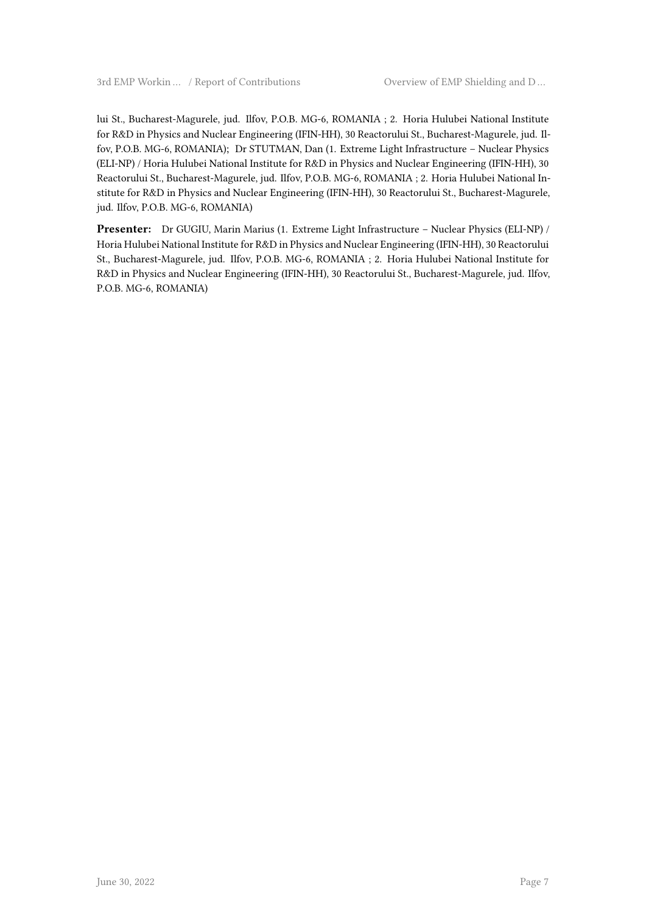lui St., Bucharest-Magurele, jud. Ilfov, P.O.B. MG-6, ROMANIA ; 2. Horia Hulubei National Institute for R&D in Physics and Nuclear Engineering (IFIN-HH), 30 Reactorului St., Bucharest-Magurele, jud. Ilfov, P.O.B. MG-6, ROMANIA); Dr STUTMAN, Dan (1. Extreme Light Infrastructure – Nuclear Physics (ELI-NP) / Horia Hulubei National Institute for R&D in Physics and Nuclear Engineering (IFIN-HH), 30 Reactorului St., Bucharest-Magurele, jud. Ilfov, P.O.B. MG-6, ROMANIA ; 2. Horia Hulubei National Institute for R&D in Physics and Nuclear Engineering (IFIN-HH), 30 Reactorului St., Bucharest-Magurele, jud. Ilfov, P.O.B. MG-6, ROMANIA)

**Presenter:** Dr GUGIU, Marin Marius (1. Extreme Light Infrastructure – Nuclear Physics (ELI-NP) / Horia Hulubei National Institute for R&D in Physics and Nuclear Engineering (IFIN-HH), 30 Reactorului St., Bucharest-Magurele, jud. Ilfov, P.O.B. MG-6, ROMANIA ; 2. Horia Hulubei National Institute for R&D in Physics and Nuclear Engineering (IFIN-HH), 30 Reactorului St., Bucharest-Magurele, jud. Ilfov, P.O.B. MG-6, ROMANIA)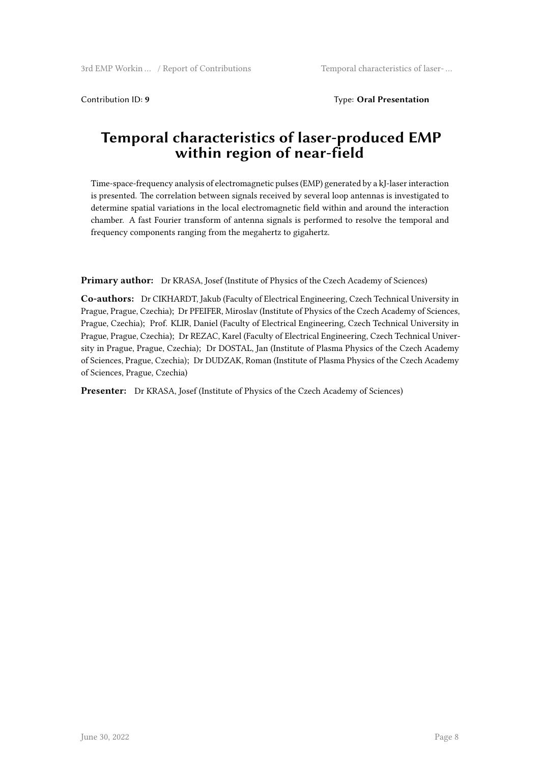Contribution ID: **9**

Type: **Oral Presentation**

# Temporal characteristics of laser-produced EMP within region of near-field

Time-space-frequency analysis of electromagnetic pulses (EMP) generated by a kJ-laser interaction is presented. The correlation between signals received by several loop antennas is investigated to determine spatial variations in the local electromagnetic field within and around the interaction chamber. A fast Fourier transform of antenna signals is performed to resolve the temporal and frequency components ranging from the megahertz to gigahertz.

**Primary author:** Dr KRASA, Josef (Institute of Physics of the Czech Academy of Sciences)

**Co-authors:** Dr CIKHARDT, Jakub (Faculty of Electrical Engineering, Czech Technical University in Prague, Prague, Czechia); Dr PFEIFER, Miroslav (Institute of Physics of the Czech Academy of Sciences, Prague, Czechia); Prof. KLIR, Daniel (Faculty of Electrical Engineering, Czech Technical University in Prague, Prague, Czechia); Dr REZAC, Karel (Faculty of Electrical Engineering, Czech Technical University in Prague, Prague, Czechia); Dr DOSTAL, Jan (Institute of Plasma Physics of the Czech Academy of Sciences, Prague, Czechia); Dr DUDZAK, Roman (Institute of Plasma Physics of the Czech Academy of Sciences, Prague, Czechia)

**Presenter:** Dr KRASA, Josef (Institute of Physics of the Czech Academy of Sciences)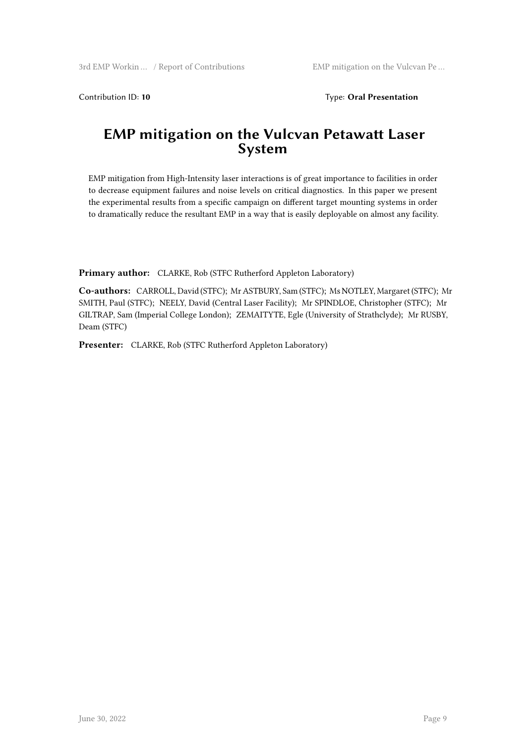Contribution ID: **10** Type: **Oral Presentation**

# EMP mitigation on the Vulcvan Petawatt Laser System

EMP mitigation from High-Intensity laser interactions is of great importance to facilities in order to decrease equipment failures and noise levels on critical diagnostics. In this paper we present the experimental results from a specific campaign on different target mounting systems in order to dramatically reduce the resultant EMP in a way that is easily deployable on almost any facility.

**Primary author:** CLARKE, Rob (STFC Rutherford Appleton Laboratory)

**Co-authors:** CARROLL, David (STFC); Mr ASTBURY, Sam (STFC); Ms NOTLEY, Margaret (STFC); Mr SMITH, Paul (STFC); NEELY, David (Central Laser Facility); Mr SPINDLOE, Christopher (STFC); Mr GILTRAP, Sam (Imperial College London); ZEMAITYTE, Egle (University of Strathclyde); Mr RUSBY, Deam (STFC)

**Presenter:** CLARKE, Rob (STFC Rutherford Appleton Laboratory)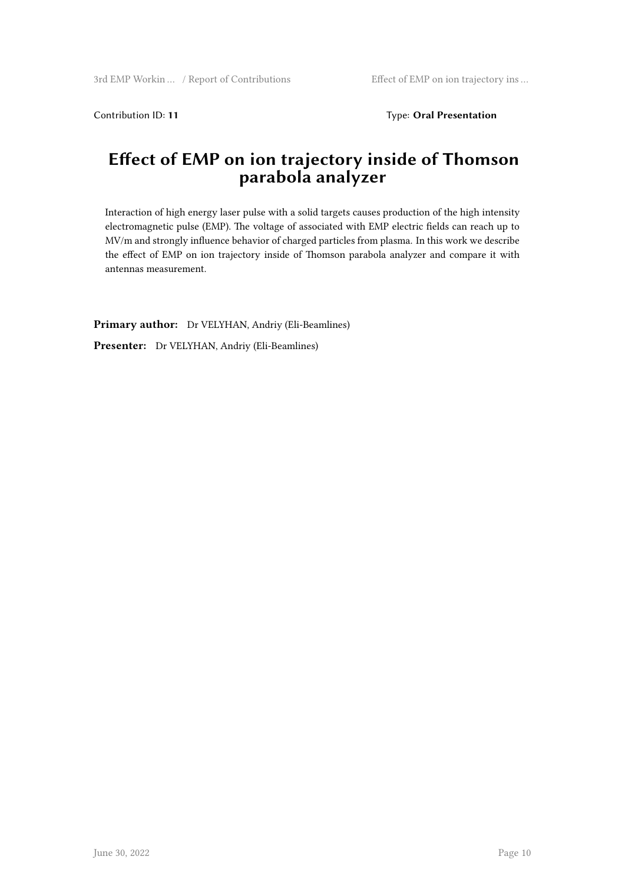Contribution ID: **11**

Type: **Oral Presentation**

# Effect of EMP on ion trajectory inside of Thomson parabola analyzer

Interaction of high energy laser pulse with a solid targets causes production of the high intensity electromagnetic pulse (EMP). The voltage of associated with EMP electric fields can reach up to MV/m and strongly influence behavior of charged particles from plasma. In this work we describe the effect of EMP on ion trajectory inside of Thomson parabola analyzer and compare it with antennas measurement.

**Primary author:** Dr VELYHAN, Andriy (Eli-Beamlines)

**Presenter:** Dr VELYHAN, Andriy (Eli-Beamlines)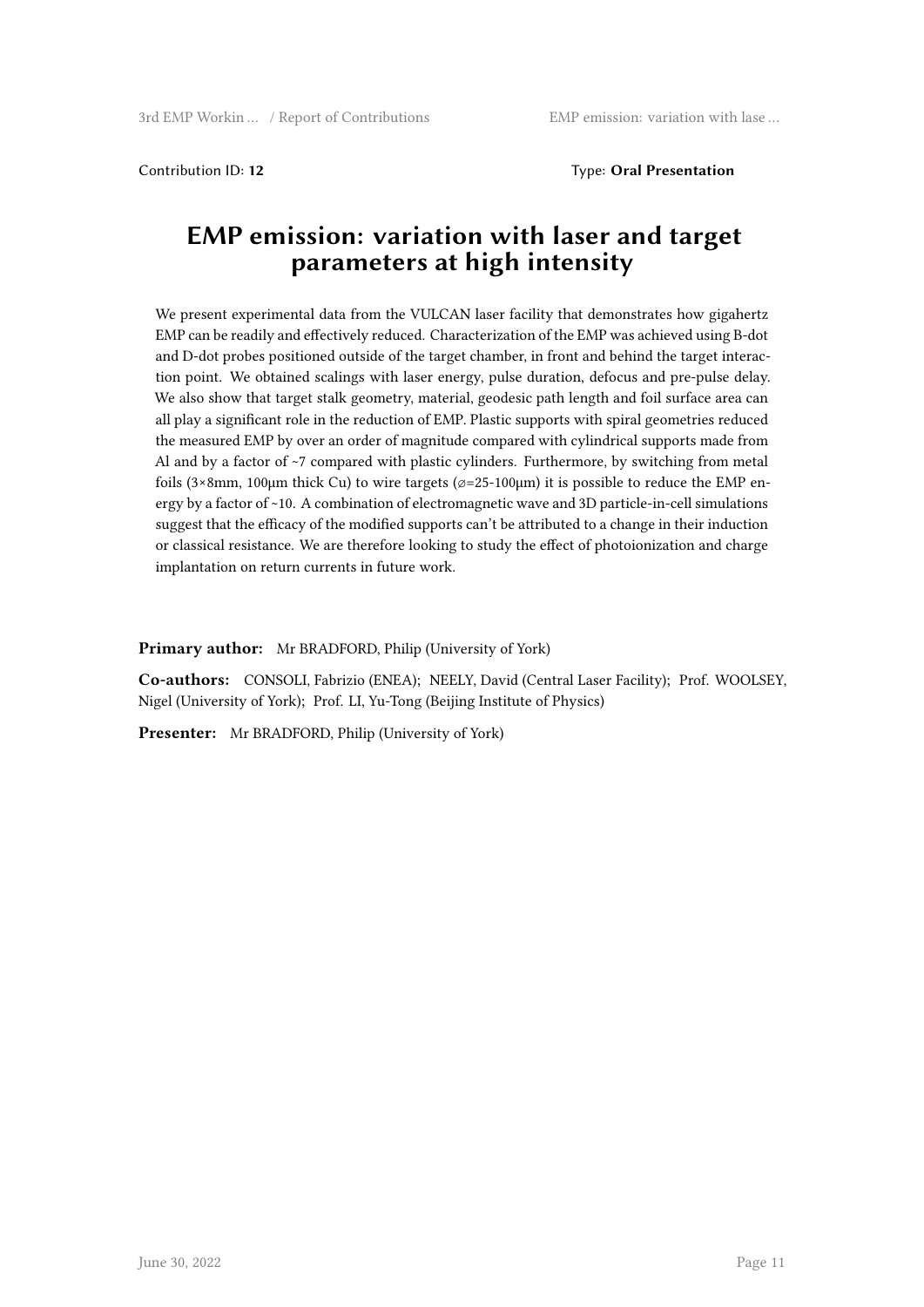Contribution ID: **12**

Type: **Oral Presentation**

# EMP emission: variation with laser and target parameters at high intensity

We present experimental data from the VULCAN laser facility that demonstrates how gigahertz EMP can be readily and effectively reduced. Characterization of the EMP was achieved using B-dot and D-dot probes positioned outside of the target chamber, in front and behind the target interaction point. We obtained scalings with laser energy, pulse duration, defocus and pre-pulse delay. We also show that target stalk geometry, material, geodesic path length and foil surface area can all play a significant role in the reduction of EMP. Plastic supports with spiral geometries reduced the measured EMP by over an order of magnitude compared with cylindrical supports made from Al and by a factor of ~7 compared with plastic cylinders. Furthermore, by switching from metal foils (3×8mm, 100μm thick Cu) to wire targets (⌀=25-100μm) it is possible to reduce the EMP energy by a factor of ~10. A combination of electromagnetic wave and 3D particle-in-cell simulations suggest that the efficacy of the modified supports can't be attributed to a change in their induction or classical resistance. We are therefore looking to study the effect of photoionization and charge implantation on return currents in future work.

**Primary author:** Mr BRADFORD, Philip (University of York)

**Co-authors:** CONSOLI, Fabrizio (ENEA); NEELY, David (Central Laser Facility); Prof. WOOLSEY, Nigel (University of York); Prof. LI, Yu-Tong (Beijing Institute of Physics)

**Presenter:** Mr BRADFORD, Philip (University of York)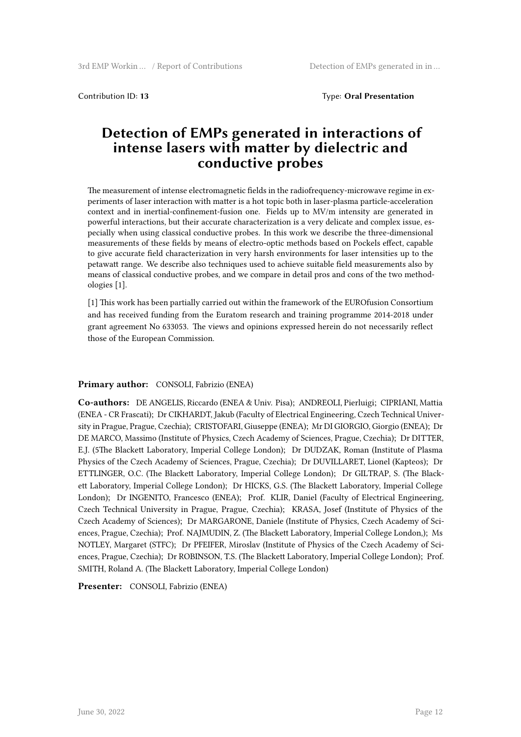Contribution ID: **13** Type: **Oral Presentation**

# Detection of EMPs generated in interactions of intense lasers with matter by dielectric and conductive probes

The measurement of intense electromagnetic fields in the radiofrequency-microwave regime in experiments of laser interaction with matter is a hot topic both in laser-plasma particle-acceleration context and in inertial-confinement-fusion one. Fields up to MV/m intensity are generated in powerful interactions, but their accurate characterization is a very delicate and complex issue, especially when using classical conductive probes. In this work we describe the three-dimensional measurements of these fields by means of electro-optic methods based on Pockels effect, capable to give accurate field characterization in very harsh environments for laser intensities up to the petawatt range. We describe also techniques used to achieve suitable field measurements also by means of classical conductive probes, and we compare in detail pros and cons of the two methodologies [1].

[1] This work has been partially carried out within the framework of the EUROfusion Consortium and has received funding from the Euratom research and training programme 2014-2018 under grant agreement No 633053. The views and opinions expressed herein do not necessarily reflect those of the European Commission.

**Primary author:** CONSOLI, Fabrizio (ENEA)

**Co-authors:** DE ANGELIS, Riccardo (ENEA & Univ. Pisa); ANDREOLI, Pierluigi; CIPRIANI, Mattia (ENEA - CR Frascati); Dr CIKHARDT, Jakub (Faculty of Electrical Engineering, Czech Technical University in Prague, Prague, Czechia); CRISTOFARI, Giuseppe (ENEA); Mr DI GIORGIO, Giorgio (ENEA); Dr DE MARCO, Massimo (Institute of Physics, Czech Academy of Sciences, Prague, Czechia); Dr DITTER, E.J. (5The Blackett Laboratory, Imperial College London); Dr DUDZAK, Roman (Institute of Plasma Physics of the Czech Academy of Sciences, Prague, Czechia); Dr DUVILLARET, Lionel (Kapteos); Dr ETTLINGER, O.C. (The Blackett Laboratory, Imperial College London); Dr GILTRAP, S. (The Blackett Laboratory, Imperial College London); Dr HICKS, G.S. (The Blackett Laboratory, Imperial College London); Dr INGENITO, Francesco (ENEA); Prof. KLIR, Daniel (Faculty of Electrical Engineering, Czech Technical University in Prague, Prague, Czechia); KRASA, Josef (Institute of Physics of the Czech Academy of Sciences); Dr MARGARONE, Daniele (Institute of Physics, Czech Academy of Sciences, Prague, Czechia); Prof. NAJMUDIN, Z. (The Blackett Laboratory, Imperial College London,); Ms NOTLEY, Margaret (STFC); Dr PFEIFER, Miroslav (Institute of Physics of the Czech Academy of Sciences, Prague, Czechia); Dr ROBINSON, T.S. (The Blackett Laboratory, Imperial College London); Prof. SMITH, Roland A. (The Blackett Laboratory, Imperial College London)

**Presenter:** CONSOLI, Fabrizio (ENEA)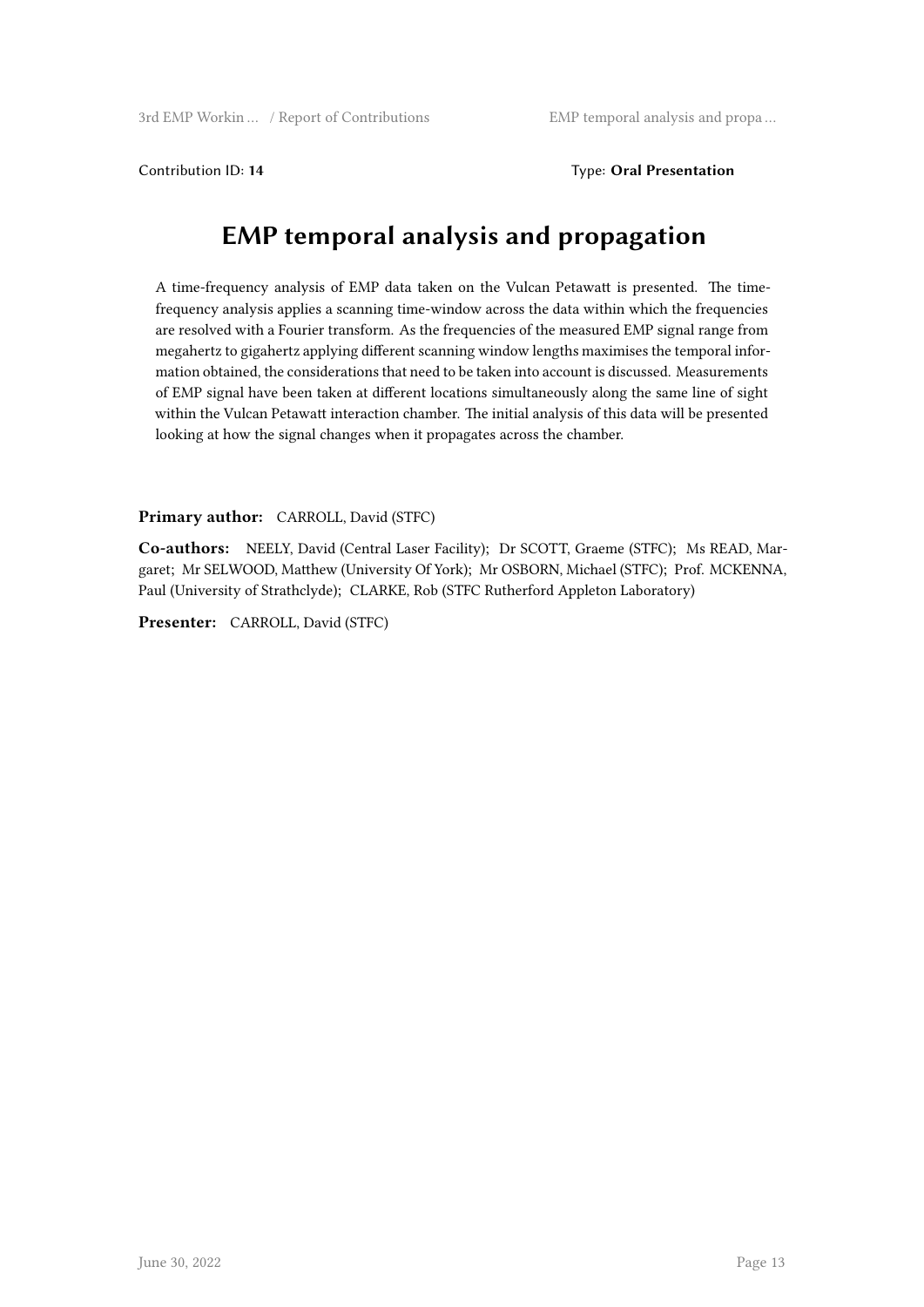Contribution ID: **14**

Type: **Oral Presentation**

# EMP temporal analysis and propagation

A time-frequency analysis of EMP data taken on the Vulcan Petawatt is presented. The time-frequency analysis applies a scanning time-window across the data within which the frequencies are resolved with a Fourier transform. As the frequencies of the measured EMP signal range from megahertz to gigahertz applying different scanning window lengths maximises the temporal information obtained, the considerations that need to be taken into account is discussed. Measurements of EMP signal have been taken at different locations simultaneously along the same line of sight within the Vulcan Petawatt interaction chamber. The initial analysis of this data will be presented looking at how the signal changes when it propagates across the chamber.

**Primary author:** CARROLL, David (STFC)

**Co-authors:** NEELY, David (Central Laser Facility); Dr SCOTT, Graeme (STFC); Ms READ, Margaret; Mr SELWOOD, Matthew (University Of York); Mr OSBORN, Michael (STFC); Prof. MCKENNA, Paul (University of Strathclyde); CLARKE, Rob (STFC Rutherford Appleton Laboratory)

**Presenter:** CARROLL, David (STFC)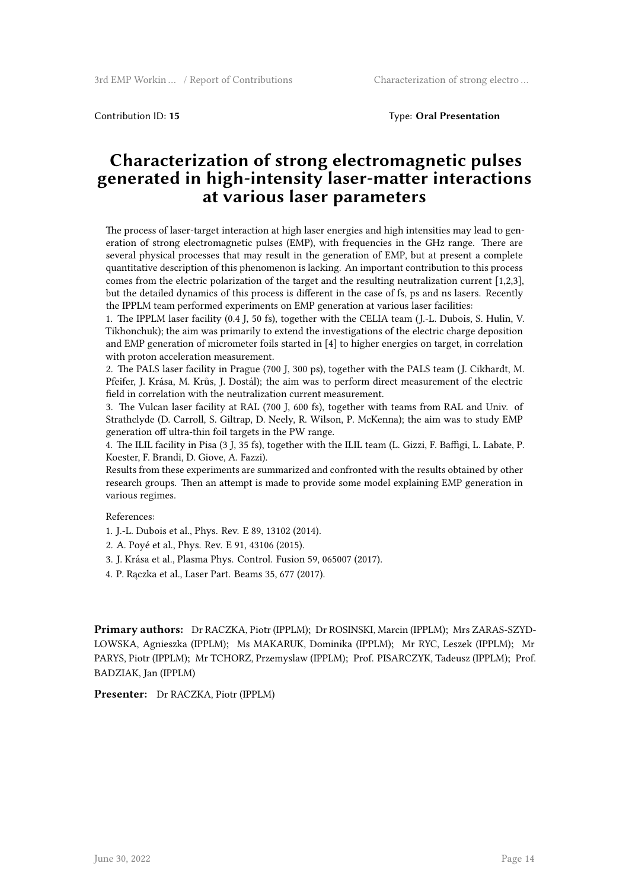Contribution ID: **15**

Type: **Oral Presentation**

# Characterization of strong electromagnetic pulses generated in high-intensity laser-matter interactions at various laser parameters

The process of laser-target interaction at high laser energies and high intensities may lead to generation of strong electromagnetic pulses (EMP), with frequencies in the GHz range. There are several physical processes that may result in the generation of EMP, but at present a complete quantitative description of this phenomenon is lacking. An important contribution to this process comes from the electric polarization of the target and the resulting neutralization current [1,2,3], but the detailed dynamics of this process is different in the case of fs, ps and ns lasers. Recently the IPPLM team performed experiments on EMP generation at various laser facilities:

1. The IPPLM laser facility (0.4 J, 50 fs), together with the CELIA team (J.-L. Dubois, S. Hulin, V. Tikhonchuk); the aim was primarily to extend the investigations of the electric charge deposition and EMP generation of micrometer foils started in [4] to higher energies on target, in correlation with proton acceleration measurement.
2. The PALS laser facility in Prague (700 J, 300 ps), together with the PALS team (J. Cikhardt, M. Pfeifer, J. Krása, M. Krůs, J. Dostál); the aim was to perform direct measurement of the electric field in correlation with the neutralization current measurement.
3. The Vulcan laser facility at RAL (700 J, 600 fs), together with teams from RAL and Univ. of Strathclyde (D. Carroll, S. Giltrap, D. Neely, R. Wilson, P. McKenna); the aim was to study EMP generation off ultra-thin foil targets in the PW range.
4. The ILIL facility in Pisa (3 J, 35 fs), together with the ILIL team (L. Gizzi, F. Baffigi, L. Labate, P. Koester, F. Brandi, D. Giove, A. Fazzi).

Results from these experiments are summarized and confronted with the results obtained by other research groups. Then an attempt is made to provide some model explaining EMP generation in various regimes.

References:

1. J.-L. Dubois et al., Phys. Rev. E 89, 13102 (2014).
2. A. Poyé et al., Phys. Rev. E 91, 43106 (2015).
3. J. Krása et al., Plasma Phys. Control. Fusion 59, 065007 (2017).
4. P. Rączka et al., Laser Part. Beams 35, 677 (2017).

**Primary authors:** Dr RACZKA, Piotr (IPPLM); Dr ROSINSKI, Marcin (IPPLM); Mrs ZARAS-SZYDLOWSKA, Agnieszka (IPPLM); Ms MAKARUK, Dominika (IPPLM); Mr RYC, Leszek (IPPLM); Mr PARYS, Piotr (IPPLM); Mr TCHORZ, Przemyslaw (IPPLM); Prof. PISARCZYK, Tadeusz (IPPLM); Prof. BADZIAK, Jan (IPPLM)

**Presenter:** Dr RACZKA, Piotr (IPPLM)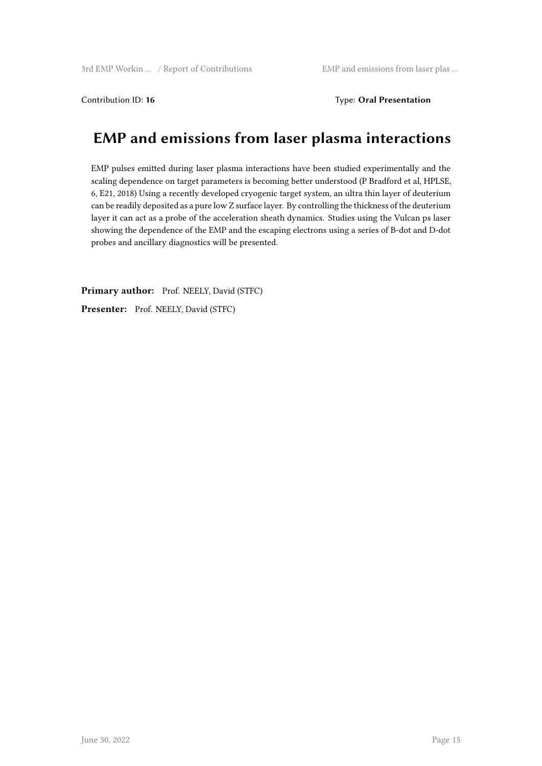Contribution ID: **16** Type: **Oral Presentation**

# EMP and emissions from laser plasma interactions

EMP pulses emitted during laser plasma interactions have been studied experimentally and the scaling dependence on target parameters is becoming better understood (P Bradford et al, HPLSE, 6, E21, 2018) Using a recently developed cryogenic target system, an ultra thin layer of deuterium can be readily deposited as a pure low Z surface layer. By controlling the thickness of the deuterium layer it can act as a probe of the acceleration sheath dynamics. Studies using the Vulcan ps laser showing the dependence of the EMP and the escaping electrons using a series of B-dot and D-dot probes and ancillary diagnostics will be presented.

**Primary author:** Prof. NEELY, David (STFC)

**Presenter:** Prof. NEELY, David (STFC)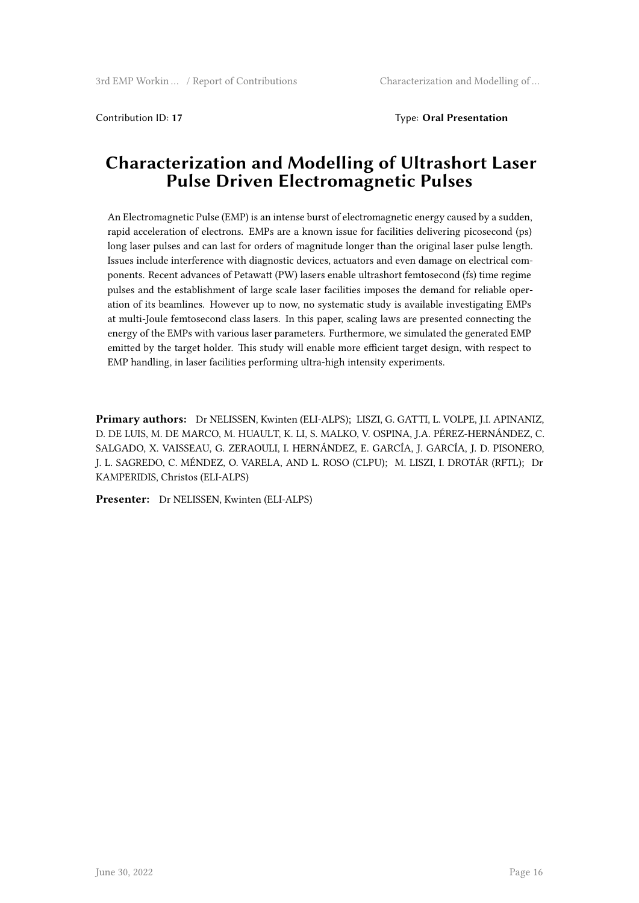Contribution ID: **17**

Type: **Oral Presentation**

# Characterization and Modelling of Ultrashort Laser Pulse Driven Electromagnetic Pulses

An Electromagnetic Pulse (EMP) is an intense burst of electromagnetic energy caused by a sudden, rapid acceleration of electrons. EMPs are a known issue for facilities delivering picosecond (ps) long laser pulses and can last for orders of magnitude longer than the original laser pulse length. Issues include interference with diagnostic devices, actuators and even damage on electrical components. Recent advances of Petawatt (PW) lasers enable ultrashort femtosecond (fs) time regime pulses and the establishment of large scale laser facilities imposes the demand for reliable operation of its beamlines. However up to now, no systematic study is available investigating EMPs at multi-Joule femtosecond class lasers. In this paper, scaling laws are presented connecting the energy of the EMPs with various laser parameters. Furthermore, we simulated the generated EMP emitted by the target holder. This study will enable more efficient target design, with respect to EMP handling, in laser facilities performing ultra-high intensity experiments.

**Primary authors:** Dr NELISSEN, Kwinten (ELI-ALPS); LISZI, G. GATTI, L. VOLPE, J.I. APINANIZ, D. DE LUIS, M. DE MARCO, M. HUAULT, K. LI, S. MALKO, V. OSPINA, J.A. PÉREZ-HERNÁNDEZ, C. SALGADO, X. VAISSEAU, G. ZERAOULI, I. HERNÁNDEZ, E. GARCÍA, J. GARCÍA, J. D. PISONERO, J. L. SAGREDO, C. MÉNDEZ, O. VARELA, AND L. ROSO (CLPU); M. LISZI, I. DROTÁR (RFTL); Dr KAMPERIDIS, Christos (ELI-ALPS)

**Presenter:** Dr NELISSEN, Kwinten (ELI-ALPS)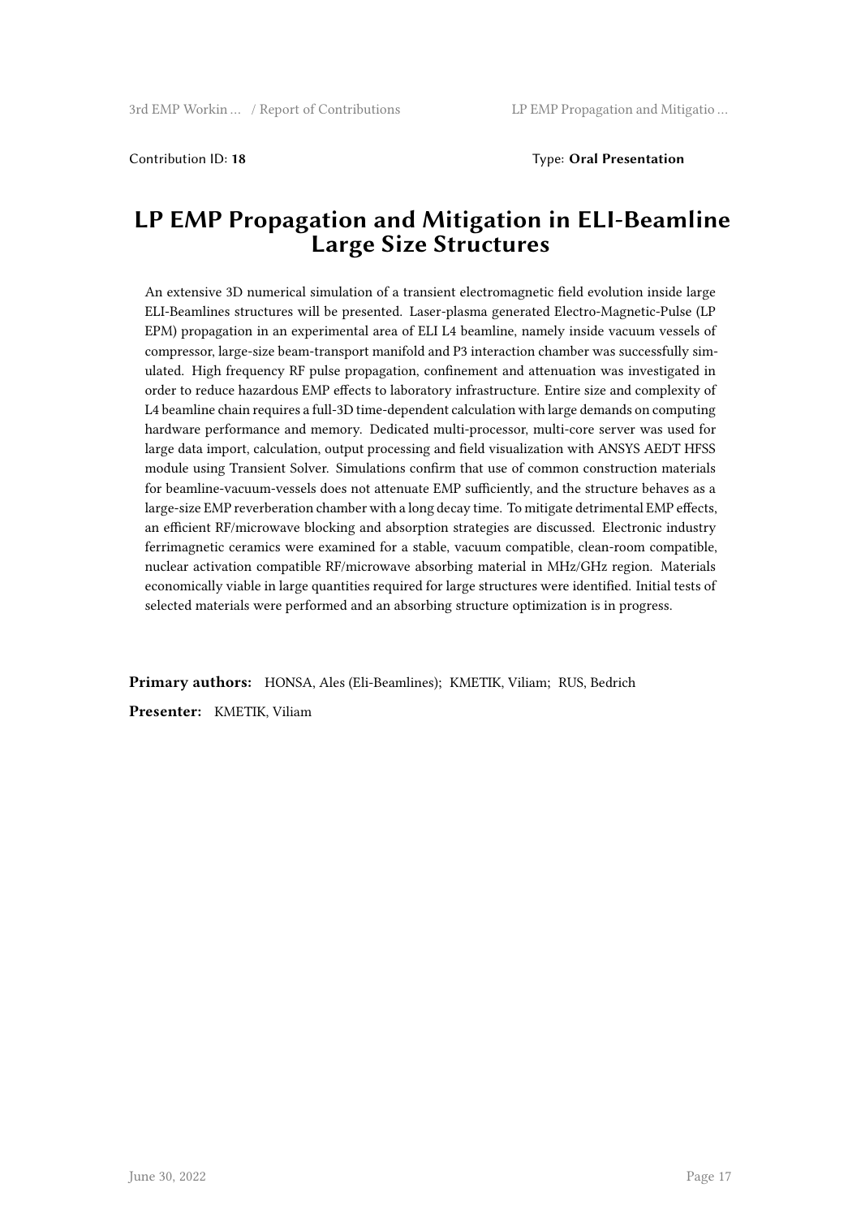Contribution ID: **18**

Type: **Oral Presentation**

# LP EMP Propagation and Mitigation in ELI-Beamline Large Size Structures

An extensive 3D numerical simulation of a transient electromagnetic field evolution inside large ELI-Beamlines structures will be presented. Laser-plasma generated Electro-Magnetic-Pulse (LP EPM) propagation in an experimental area of ELI L4 beamline, namely inside vacuum vessels of compressor, large-size beam-transport manifold and P3 interaction chamber was successfully simulated. High frequency RF pulse propagation, confinement and attenuation was investigated in order to reduce hazardous EMP effects to laboratory infrastructure. Entire size and complexity of L4 beamline chain requires a full-3D time-dependent calculation with large demands on computing hardware performance and memory. Dedicated multi-processor, multi-core server was used for large data import, calculation, output processing and field visualization with ANSYS AEDT HFSS module using Transient Solver. Simulations confirm that use of common construction materials for beamline-vacuum-vessels does not attenuate EMP sufficiently, and the structure behaves as a large-size EMP reverberation chamber with a long decay time. To mitigate detrimental EMP effects, an efficient RF/microwave blocking and absorption strategies are discussed. Electronic industry ferrimagnetic ceramics were examined for a stable, vacuum compatible, clean-room compatible, nuclear activation compatible RF/microwave absorbing material in MHz/GHz region. Materials economically viable in large quantities required for large structures were identified. Initial tests of selected materials were performed and an absorbing structure optimization is in progress.

**Primary authors:** HONSA, Ales (Eli-Beamlines); KMETIK, Viliam; RUS, Bedrich

**Presenter:** KMETIK, Viliam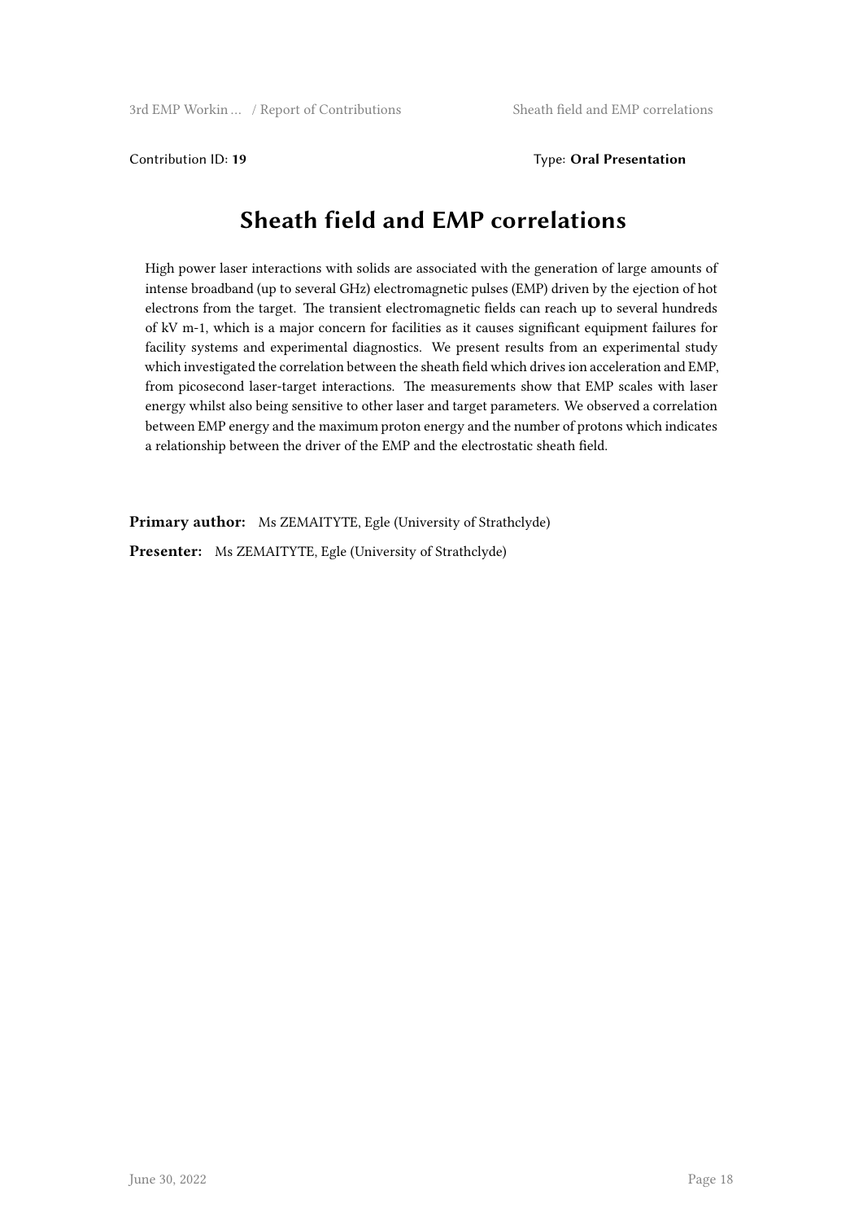Contribution ID: **19** Type: **Oral Presentation**

# Sheath field and EMP correlations

High power laser interactions with solids are associated with the generation of large amounts of intense broadband (up to several GHz) electromagnetic pulses (EMP) driven by the ejection of hot electrons from the target. The transient electromagnetic fields can reach up to several hundreds of kV m-1, which is a major concern for facilities as it causes significant equipment failures for facility systems and experimental diagnostics. We present results from an experimental study which investigated the correlation between the sheath field which drives ion acceleration and EMP, from picosecond laser-target interactions. The measurements show that EMP scales with laser energy whilst also being sensitive to other laser and target parameters. We observed a correlation between EMP energy and the maximum proton energy and the number of protons which indicates a relationship between the driver of the EMP and the electrostatic sheath field.

**Primary author:** Ms ZEMAITYTE, Egle (University of Strathclyde)

**Presenter:** Ms ZEMAITYTE, Egle (University of Strathclyde)